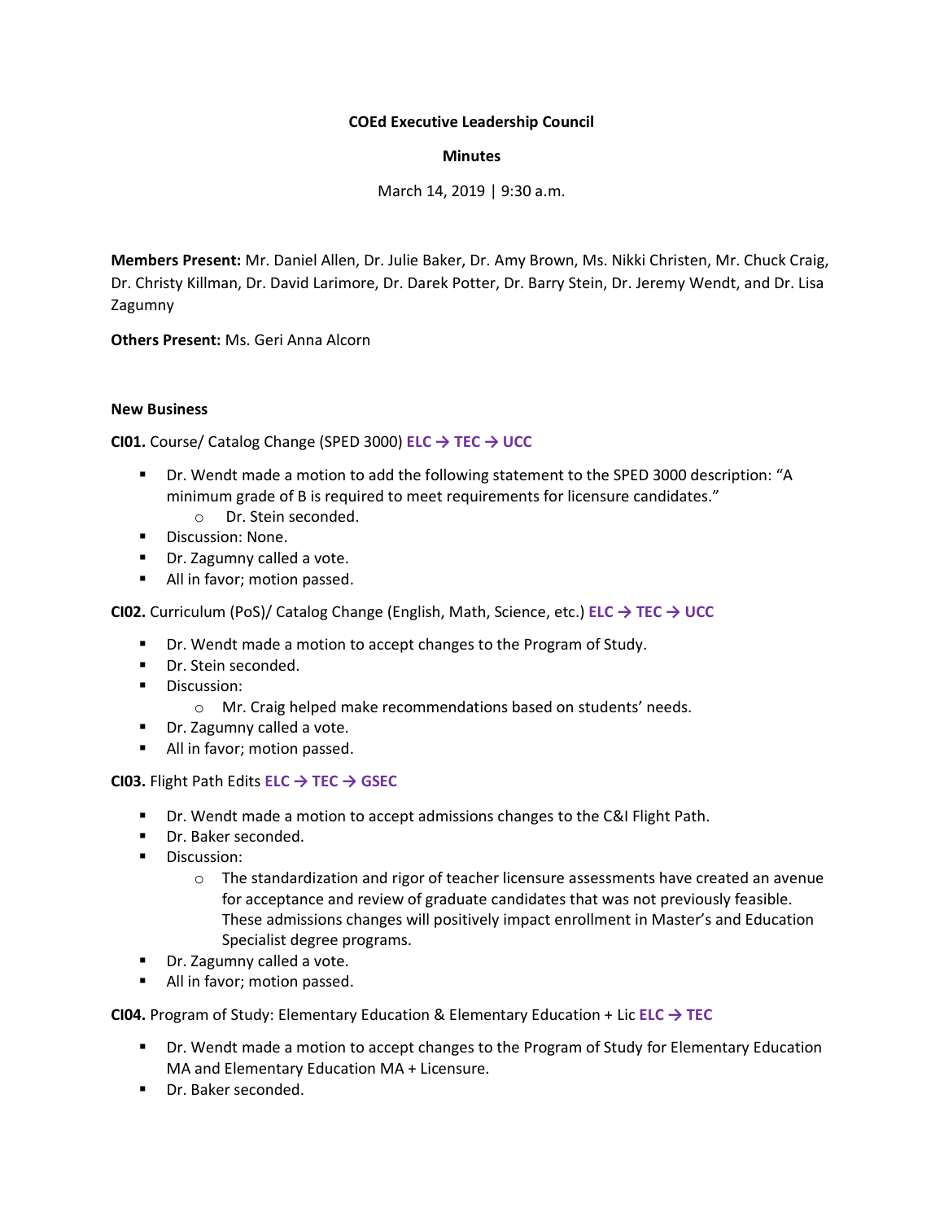**COEd Executive Leadership Council**

**Minutes**

March 14, 2019 | 9:30 a.m.

**Members Present:** Mr. Daniel Allen, Dr. Julie Baker, Dr. Amy Brown, Ms. Nikki Christen, Mr. Chuck Craig, Dr. Christy Killman, Dr. David Larimore, Dr. Darek Potter, Dr. Barry Stein, Dr. Jeremy Wendt, and Dr. Lisa Zagumny

**Others Present:** Ms. Geri Anna Alcorn

**New Business**

**CI01.** Course/ Catalog Change (SPED 3000) **ELC → TEC → UCC**

- Dr. Wendt made a motion to add the following statement to the SPED 3000 description: "A minimum grade of B is required to meet requirements for licensure candidates."
  - Dr. Stein seconded.
- Discussion: None.
- Dr. Zagumny called a vote.
- All in favor; motion passed.

**CI02.** Curriculum (PoS)/ Catalog Change (English, Math, Science, etc.) **ELC → TEC → UCC**

- Dr. Wendt made a motion to accept changes to the Program of Study.
- Dr. Stein seconded.
- Discussion:
  - Mr. Craig helped make recommendations based on students' needs.
- Dr. Zagumny called a vote.
- All in favor; motion passed.

**CI03.** Flight Path Edits **ELC → TEC → GSEC**

- Dr. Wendt made a motion to accept admissions changes to the C&I Flight Path.
- Dr. Baker seconded.
- Discussion:
  - The standardization and rigor of teacher licensure assessments have created an avenue for acceptance and review of graduate candidates that was not previously feasible. These admissions changes will positively impact enrollment in Master's and Education Specialist degree programs.
- Dr. Zagumny called a vote.
- All in favor; motion passed.

**CI04.** Program of Study: Elementary Education & Elementary Education + Lic **ELC → TEC**

- Dr. Wendt made a motion to accept changes to the Program of Study for Elementary Education MA and Elementary Education MA + Licensure.
- Dr. Baker seconded.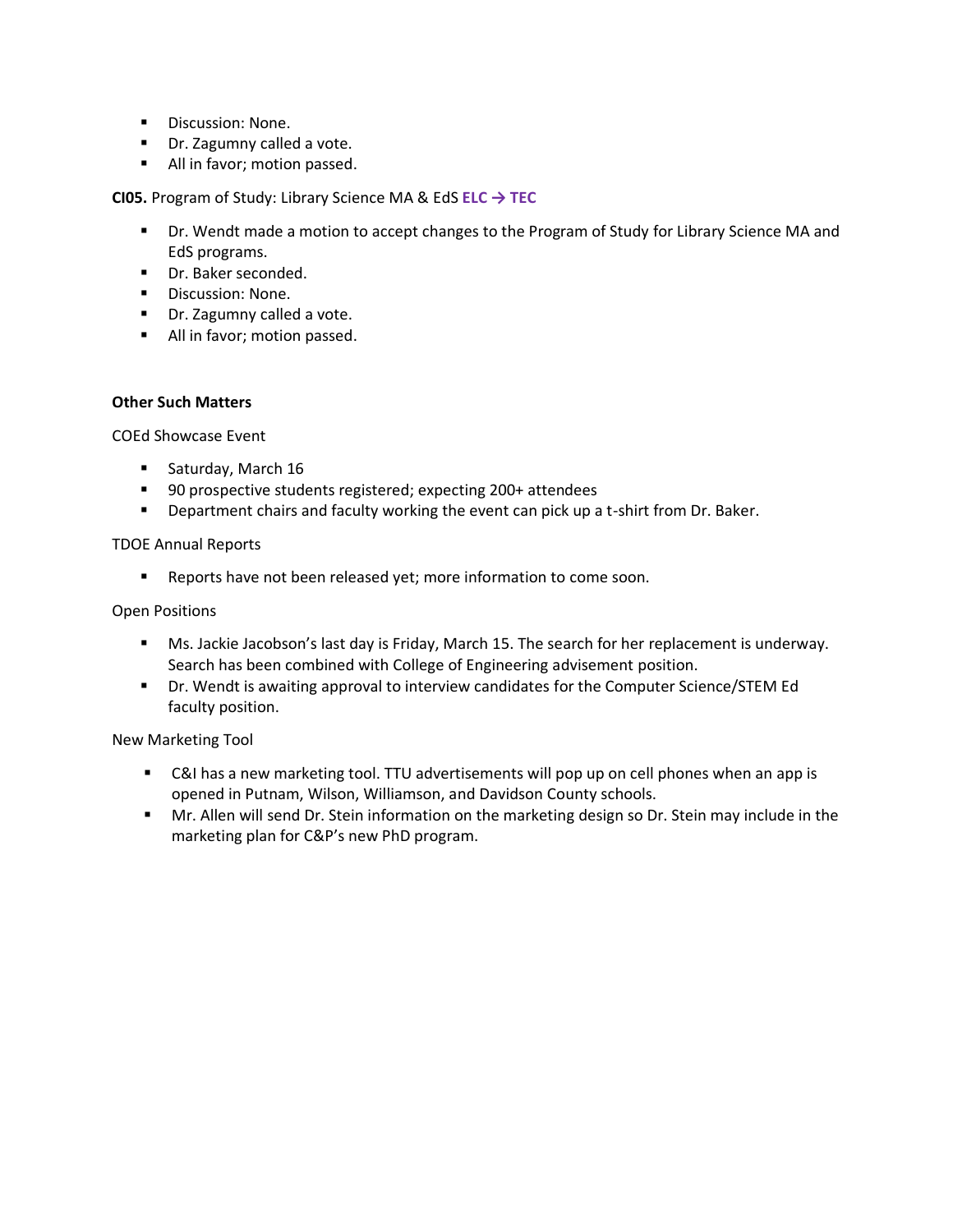- Discussion: None.
- Dr. Zagumny called a vote.
- All in favor; motion passed.

**CI05.** Program of Study: Library Science MA & EdS **ELC → TEC**

- Dr. Wendt made a motion to accept changes to the Program of Study for Library Science MA and EdS programs.
- Dr. Baker seconded.
- Discussion: None.
- Dr. Zagumny called a vote.
- All in favor; motion passed.

**Other Such Matters**

COEd Showcase Event

- Saturday, March 16
- 90 prospective students registered; expecting 200+ attendees
- Department chairs and faculty working the event can pick up a t-shirt from Dr. Baker.

TDOE Annual Reports

- Reports have not been released yet; more information to come soon.

Open Positions

- Ms. Jackie Jacobson's last day is Friday, March 15. The search for her replacement is underway. Search has been combined with College of Engineering advisement position.
- Dr. Wendt is awaiting approval to interview candidates for the Computer Science/STEM Ed faculty position.

New Marketing Tool

- C&I has a new marketing tool. TTU advertisements will pop up on cell phones when an app is opened in Putnam, Wilson, Williamson, and Davidson County schools.
- Mr. Allen will send Dr. Stein information on the marketing design so Dr. Stein may include in the marketing plan for C&P's new PhD program.